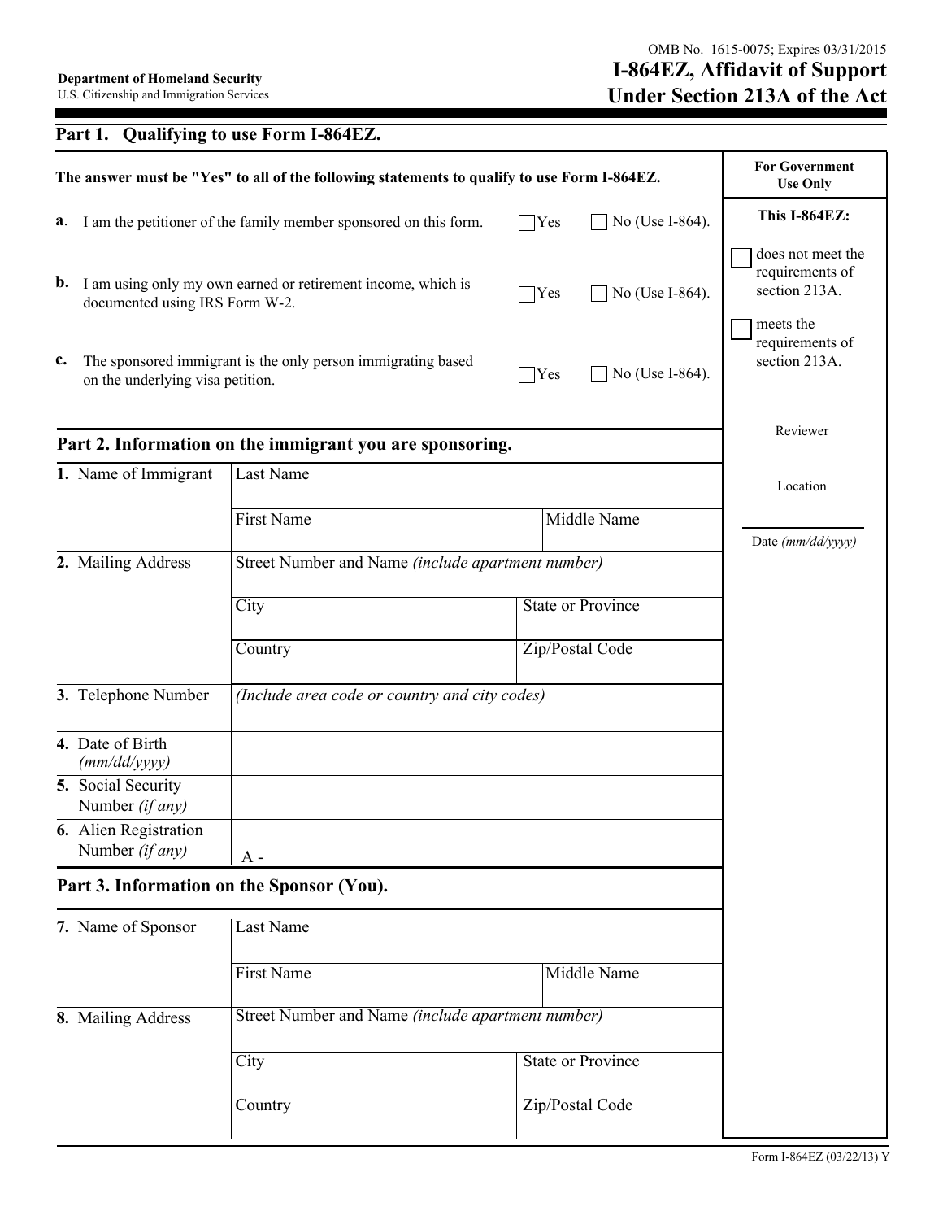Department of Homeland Security
U.S. Citizenship and Immigration Services

OMB No. 1615-0075; Expires 03/31/2015

# I-864EZ, Affidavit of Support Under Section 213A of the Act

## Part 1. Qualifying to use Form I-864EZ.

**The answer must be "Yes" to all of the following statements to qualify to use Form I-864EZ.**

| | Statement | | |
|---|---|---|---|
| **a**. | I am the petitioner of the family member sponsored on this form. | ☐ Yes | ☐ No (Use I-864). |
| **b.** | I am using only my own earned or retirement income, which is documented using IRS Form W-2. | ☐ Yes | ☐ No (Use I-864). |
| **c.** | The sponsored immigrant is the only person immigrating based on the underlying visa petition. | ☐ Yes | ☐ No (Use I-864). |

**For Government Use Only**

**This I-864EZ:**

☐ does not meet the requirements of section 213A.

☐ meets the requirements of section 213A.

Reviewer

Location

Date *(mm/dd/yyyy)*

## Part 2. Information on the immigrant you are sponsoring.

| | | |
|---|---|---|
| **1.** Name of Immigrant | Last Name | |
| | First Name | Middle Name |
| **2.** Mailing Address | Street Number and Name *(include apartment number)* | |
| | City | State or Province |
| | Country | Zip/Postal Code |
| **3.** Telephone Number | *(Include area code or country and city codes)* | |
| **4.** Date of Birth *(mm/dd/yyyy)* | | |
| **5.** Social Security Number *(if any)* | | |
| **6.** Alien Registration Number *(if any)* | A - | |

## Part 3. Information on the Sponsor (You).

| | | |
|---|---|---|
| **7.** Name of Sponsor | Last Name | |
| | First Name | Middle Name |
| **8.** Mailing Address | Street Number and Name *(include apartment number)* | |
| | City | State or Province |
| | Country | Zip/Postal Code |

Form I-864EZ (03/22/13) Y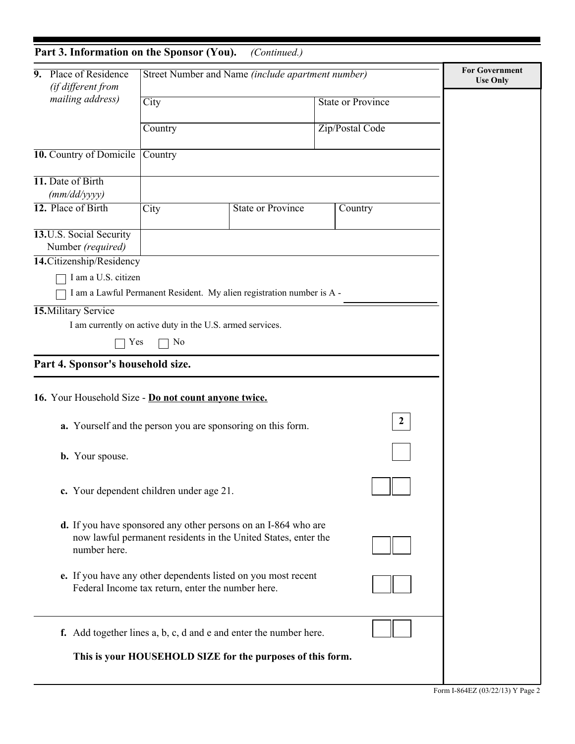## Part 3. Information on the Sponsor (You). *(Continued.)*

| | | | | For Government Use Only |
|---|---|---|---|---|
| **9.** Place of Residence *(if different from mailing address)* | Street Number and Name *(include apartment number)* | | | |
| | City | | State or Province | |
| | Country | | Zip/Postal Code | |
| **10.** Country of Domicile | Country | | | |
| **11.** Date of Birth *(mm/dd/yyyy)* | | | | |
| **12.** Place of Birth | City | State or Province | Country | |
| **13.** U.S. Social Security Number *(required)* | | | | |

**14.** Citizenship/Residency

☐ I am a U.S. citizen

☐ I am a Lawful Permanent Resident. My alien registration number is A - ______________

**15.** Military Service

I am currently on active duty in the U.S. armed services.

☐ Yes ☐ No

## Part 4. Sponsor's household size.

**16.** Your Household Size - **Do not count anyone twice.**

**a.** Yourself and the person you are sponsoring on this form. **2**

**b.** Your spouse. ☐

**c.** Your dependent children under age 21. ☐☐

**d.** If you have sponsored any other persons on an I-864 who are now lawful permanent residents in the United States, enter the number here. ☐☐

**e.** If you have any other dependents listed on you most recent Federal Income tax return, enter the number here. ☐☐

**f.** Add together lines a, b, c, d and e and enter the number here. ☐☐

**This is your HOUSEHOLD SIZE for the purposes of this form.**

Form I-864EZ (03/22/13) Y Page 2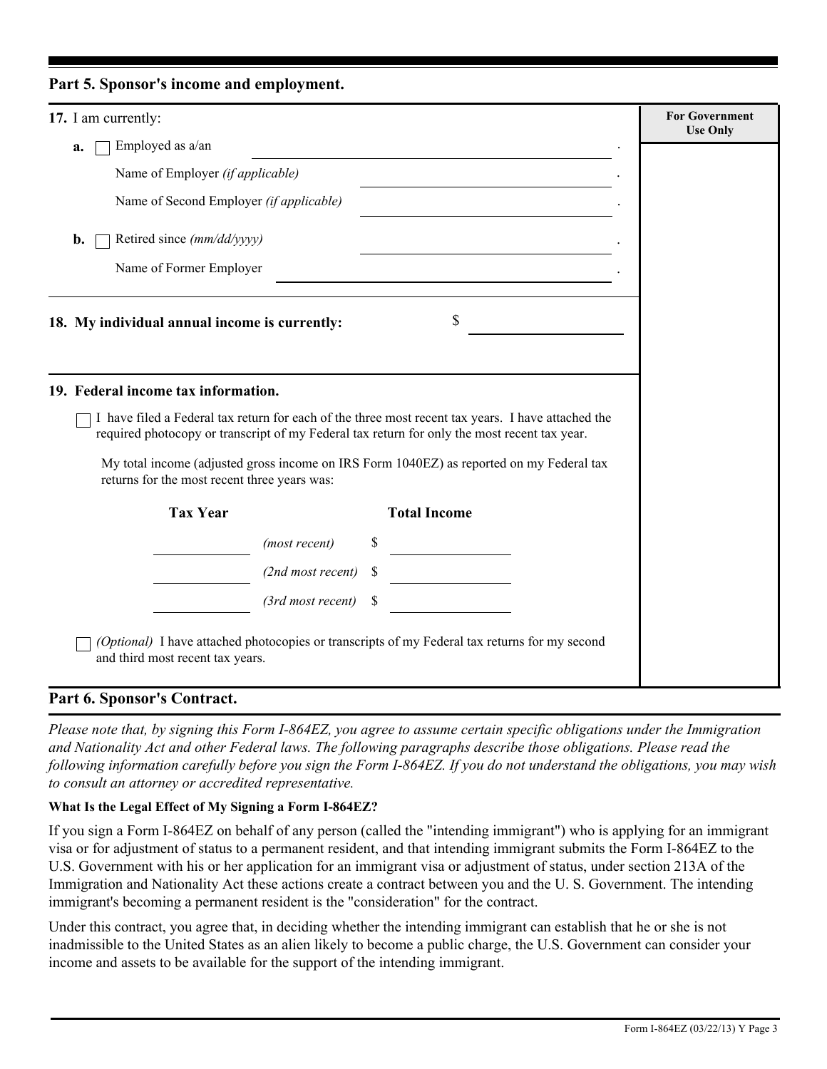## Part 5. Sponsor's income and employment.

**17.** I am currently:

**a.** ☐ Employed as a/an ______________________________.

Name of Employer *(if applicable)* ______________________________.

Name of Second Employer *(if applicable)* ______________________________.

**b.** ☐ Retired since *(mm/dd/yyyy)* ______________________________.

Name of Former Employer ______________________________.

**18. My individual annual income is currently:** $ ______________________________

**19. Federal income tax information.**

☐ I have filed a Federal tax return for each of the three most recent tax years. I have attached the required photocopy or transcript of my Federal tax return for only the most recent tax year.

My total income (adjusted gross income on IRS Form 1040EZ) as reported on my Federal tax returns for the most recent three years was:

| Tax Year | | Total Income |
|---|---|---|
| ________ | *(most recent)* | $ ________ |
| ________ | *(2nd most recent)* | $ ________ |
| ________ | *(3rd most recent)* | $ ________ |

☐ *(Optional)* I have attached photocopies or transcripts of my Federal tax returns for my second and third most recent tax years.

**For Government Use Only**

## Part 6. Sponsor's Contract.

*Please note that, by signing this Form I-864EZ, you agree to assume certain specific obligations under the Immigration and Nationality Act and other Federal laws. The following paragraphs describe those obligations. Please read the following information carefully before you sign the Form I-864EZ. If you do not understand the obligations, you may wish to consult an attorney or accredited representative.*

### What Is the Legal Effect of My Signing a Form I-864EZ?

If you sign a Form I-864EZ on behalf of any person (called the "intending immigrant") who is applying for an immigrant visa or for adjustment of status to a permanent resident, and that intending immigrant submits the Form I-864EZ to the U.S. Government with his or her application for an immigrant visa or adjustment of status, under section 213A of the Immigration and Nationality Act these actions create a contract between you and the U. S. Government. The intending immigrant's becoming a permanent resident is the "consideration" for the contract.

Under this contract, you agree that, in deciding whether the intending immigrant can establish that he or she is not inadmissible to the United States as an alien likely to become a public charge, the U.S. Government can consider your income and assets to be available for the support of the intending immigrant.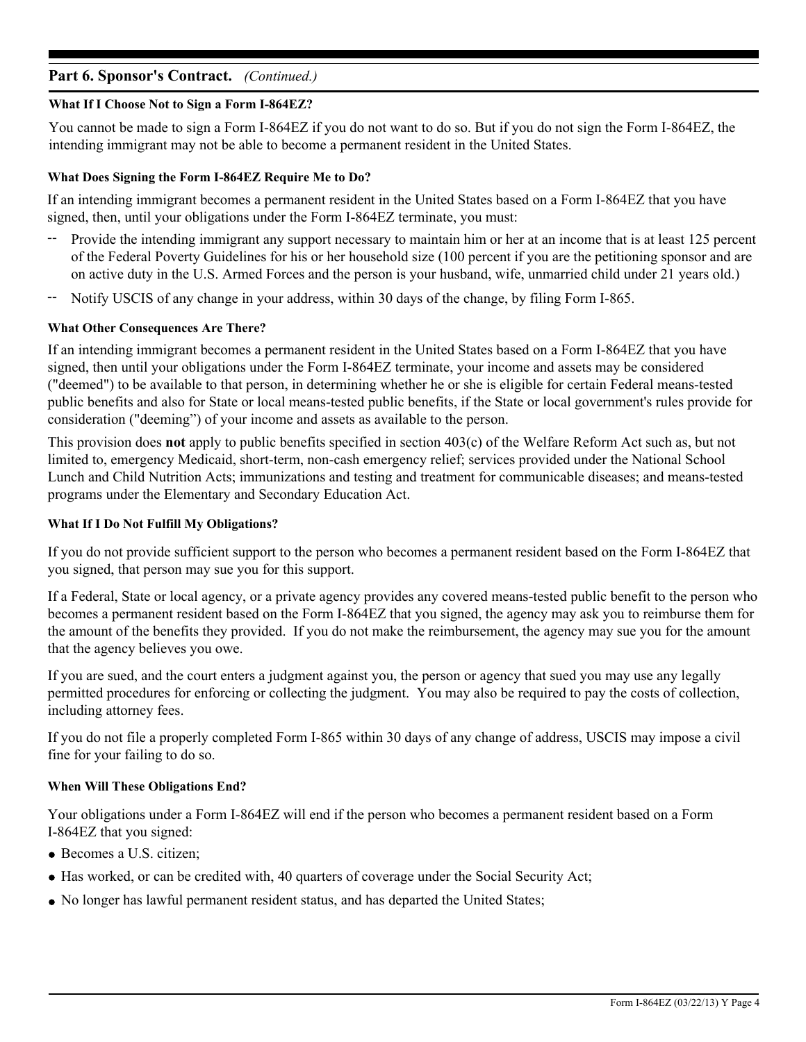## Part 6. Sponsor's Contract. *(Continued.)*

### What If I Choose Not to Sign a Form I-864EZ?

You cannot be made to sign a Form I-864EZ if you do not want to do so. But if you do not sign the Form I-864EZ, the intending immigrant may not be able to become a permanent resident in the United States.

### What Does Signing the Form I-864EZ Require Me to Do?

If an intending immigrant becomes a permanent resident in the United States based on a Form I-864EZ that you have signed, then, until your obligations under the Form I-864EZ terminate, you must:

- Provide the intending immigrant any support necessary to maintain him or her at an income that is at least 125 percent of the Federal Poverty Guidelines for his or her household size (100 percent if you are the petitioning sponsor and are on active duty in the U.S. Armed Forces and the person is your husband, wife, unmarried child under 21 years old.)
- Notify USCIS of any change in your address, within 30 days of the change, by filing Form I-865.

### What Other Consequences Are There?

If an intending immigrant becomes a permanent resident in the United States based on a Form I-864EZ that you have signed, then until your obligations under the Form I-864EZ terminate, your income and assets may be considered ("deemed") to be available to that person, in determining whether he or she is eligible for certain Federal means-tested public benefits and also for State or local means-tested public benefits, if the State or local government's rules provide for consideration ("deeming") of your income and assets as available to the person.

This provision does **not** apply to public benefits specified in section 403(c) of the Welfare Reform Act such as, but not limited to, emergency Medicaid, short-term, non-cash emergency relief; services provided under the National School Lunch and Child Nutrition Acts; immunizations and testing and treatment for communicable diseases; and means-tested programs under the Elementary and Secondary Education Act.

### What If I Do Not Fulfill My Obligations?

If you do not provide sufficient support to the person who becomes a permanent resident based on the Form I-864EZ that you signed, that person may sue you for this support.

If a Federal, State or local agency, or a private agency provides any covered means-tested public benefit to the person who becomes a permanent resident based on the Form I-864EZ that you signed, the agency may ask you to reimburse them for the amount of the benefits they provided. If you do not make the reimbursement, the agency may sue you for the amount that the agency believes you owe.

If you are sued, and the court enters a judgment against you, the person or agency that sued you may use any legally permitted procedures for enforcing or collecting the judgment. You may also be required to pay the costs of collection, including attorney fees.

If you do not file a properly completed Form I-865 within 30 days of any change of address, USCIS may impose a civil fine for your failing to do so.

### When Will These Obligations End?

Your obligations under a Form I-864EZ will end if the person who becomes a permanent resident based on a Form I-864EZ that you signed:

- Becomes a U.S. citizen;
- Has worked, or can be credited with, 40 quarters of coverage under the Social Security Act;
- No longer has lawful permanent resident status, and has departed the United States;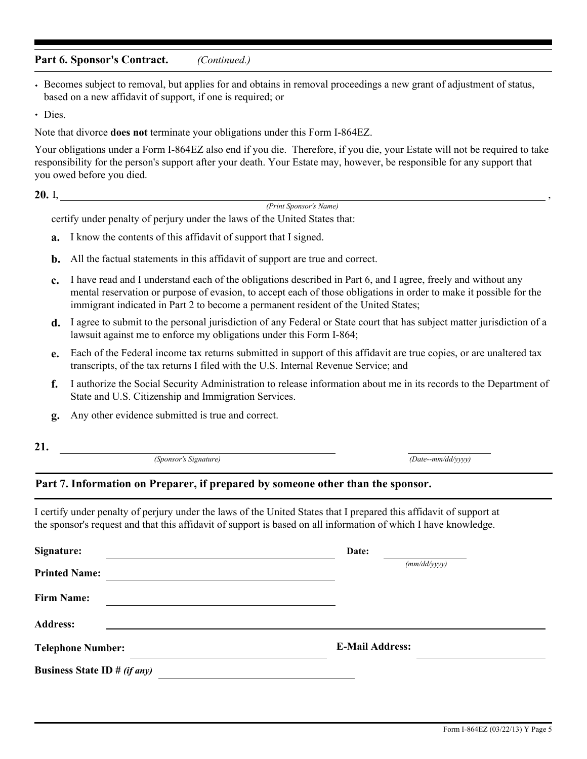## Part 6. Sponsor's Contract. *(Continued.)*

- Becomes subject to removal, but applies for and obtains in removal proceedings a new grant of adjustment of status, based on a new affidavit of support, if one is required; or
- Dies.

Note that divorce **does not** terminate your obligations under this Form I-864EZ.

Your obligations under a Form I-864EZ also end if you die. Therefore, if you die, your Estate will not be required to take responsibility for the person's support after your death. Your Estate may, however, be responsible for any support that you owed before you died.

**20.** I, ______________________________________________________________________,
*(Print Sponsor's Name)*

certify under penalty of perjury under the laws of the United States that:

**a.** I know the contents of this affidavit of support that I signed.

**b.** All the factual statements in this affidavit of support are true and correct.

**c.** I have read and I understand each of the obligations described in Part 6, and I agree, freely and without any mental reservation or purpose of evasion, to accept each of those obligations in order to make it possible for the immigrant indicated in Part 2 to become a permanent resident of the United States;

**d.** I agree to submit to the personal jurisdiction of any Federal or State court that has subject matter jurisdiction of a lawsuit against me to enforce my obligations under this Form I-864;

**e.** Each of the Federal income tax returns submitted in support of this affidavit are true copies, or are unaltered tax transcripts, of the tax returns I filed with the U.S. Internal Revenue Service; and

**f.** I authorize the Social Security Administration to release information about me in its records to the Department of State and U.S. Citizenship and Immigration Services.

**g.** Any other evidence submitted is true and correct.

**21.** ______________________________________ ____________________
*(Sponsor's Signature)* *(Date--mm/dd/yyyy)*

## Part 7. Information on Preparer, if prepared by someone other than the sponsor.

I certify under penalty of perjury under the laws of the United States that I prepared this affidavit of support at the sponsor's request and that this affidavit of support is based on all information of which I have knowledge.

**Signature:** ______________________________ **Date:** ____________ *(mm/dd/yyyy)*

**Printed Name:** ______________________________

**Firm Name:** ______________________________

**Address:** ______________________________________________________________

**Telephone Number:** ______________________________ **E-Mail Address:** ____________________

**Business State ID #** ***(if any)*** ______________________________

Form I-864EZ (03/22/13) Y Page 5